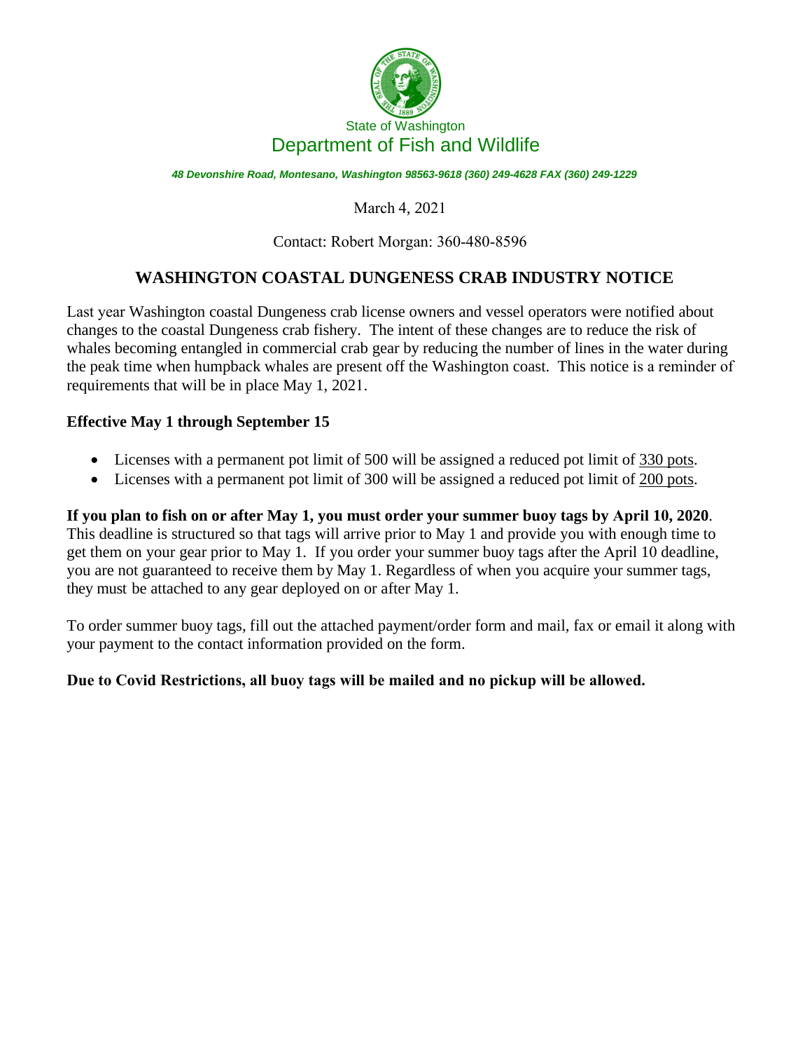State of Washington
Department of Fish and Wildlife

*48 Devonshire Road, Montesano, Washington 98563-9618 (360) 249-4628 FAX (360) 249-1229*

March 4, 2021

Contact: Robert Morgan: 360-480-8596

## WASHINGTON COASTAL DUNGENESS CRAB INDUSTRY NOTICE

Last year Washington coastal Dungeness crab license owners and vessel operators were notified about changes to the coastal Dungeness crab fishery. The intent of these changes are to reduce the risk of whales becoming entangled in commercial crab gear by reducing the number of lines in the water during the peak time when humpback whales are present off the Washington coast. This notice is a reminder of requirements that will be in place May 1, 2021.

**Effective May 1 through September 15**

- Licenses with a permanent pot limit of 500 will be assigned a reduced pot limit of 330 pots.
- Licenses with a permanent pot limit of 300 will be assigned a reduced pot limit of 200 pots.

**If you plan to fish on or after May 1, you must order your summer buoy tags by April 10, 2020**. This deadline is structured so that tags will arrive prior to May 1 and provide you with enough time to get them on your gear prior to May 1. If you order your summer buoy tags after the April 10 deadline, you are not guaranteed to receive them by May 1. Regardless of when you acquire your summer tags, they must be attached to any gear deployed on or after May 1.

To order summer buoy tags, fill out the attached payment/order form and mail, fax or email it along with your payment to the contact information provided on the form.

**Due to Covid Restrictions, all buoy tags will be mailed and no pickup will be allowed.**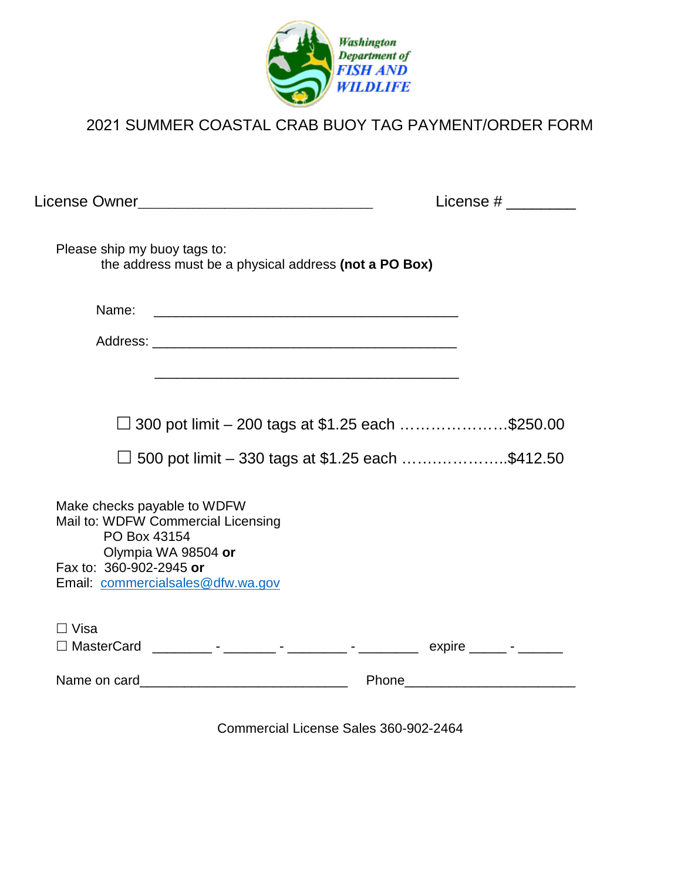Washington Department of FISH AND WILDLIFE

# 2021 SUMMER COASTAL CRAB BUOY TAG PAYMENT/ORDER FORM

License Owner___________________________ License # ________

Please ship my buoy tags to:
the address must be a physical address **(not a PO Box)**

Name: ________________________________________

Address: ________________________________________

________________________________________

☐ 300 pot limit – 200 tags at $1.25 each …………………$250.00

☐ 500 pot limit – 330 tags at $1.25 each ………………..$412.50

Make checks payable to WDFW
Mail to: WDFW Commercial Licensing
PO Box 43154
Olympia WA 98504 **or**
Fax to: 360-902-2945 **or**
Email: commercialsales@dfw.wa.gov

☐ Visa
☐ MasterCard ________ - _______ - ________ - ________ expire _____ - ______

Name on card____________________________ Phone______________________

Commercial License Sales 360-902-2464